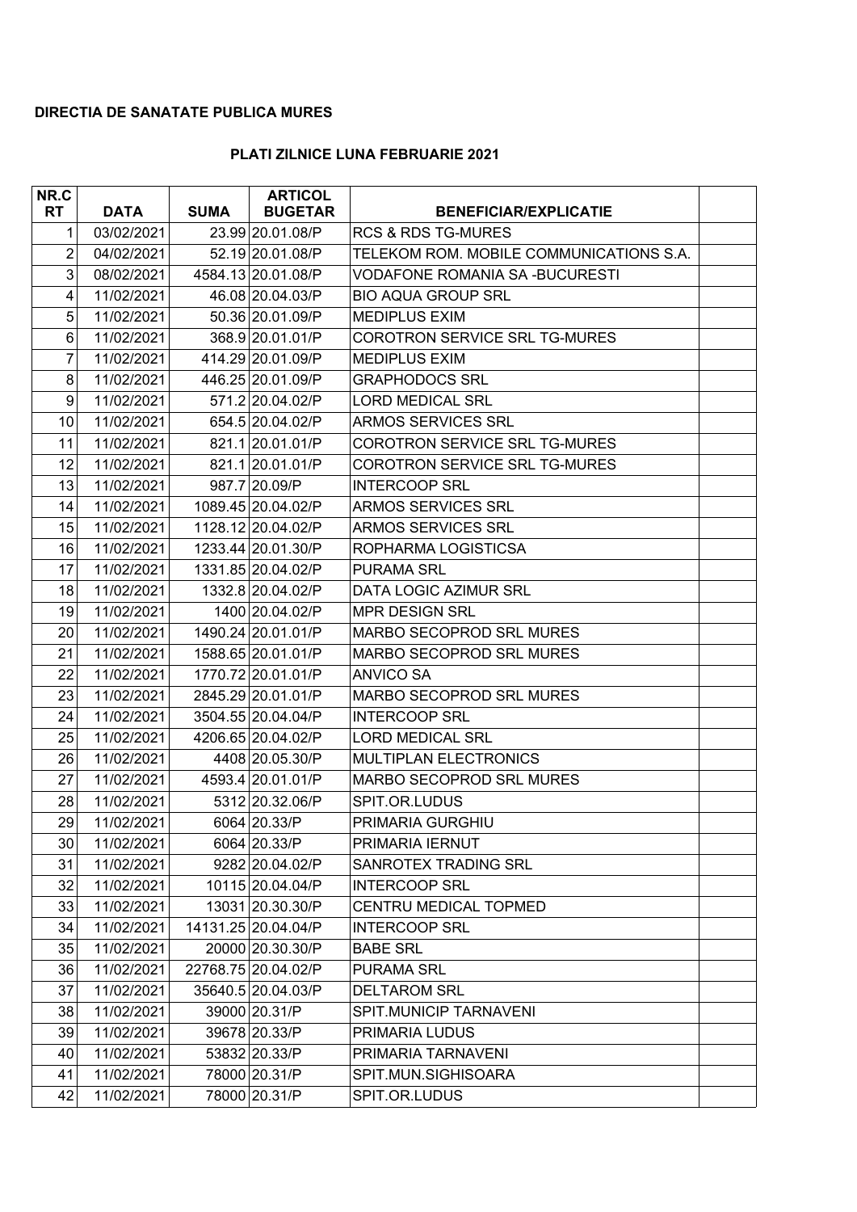**DIRECTIA DE SANATATE PUBLICA MURES**

**PLATI ZILNICE LUNA FEBRUARIE 2021**

| NR.CRT | DATA | SUMA | ARTICOL BUGETAR | BENEFICIAR/EXPLICATIE | |
|---|---|---|---|---|---|
| 1 | 03/02/2021 | 23.99 | 20.01.08/P | RCS & RDS TG-MURES | |
| 2 | 04/02/2021 | 52.19 | 20.01.08/P | TELEKOM ROM. MOBILE COMMUNICATIONS S.A. | |
| 3 | 08/02/2021 | 4584.13 | 20.01.08/P | VODAFONE ROMANIA SA -BUCURESTI | |
| 4 | 11/02/2021 | 46.08 | 20.04.03/P | BIO AQUA GROUP SRL | |
| 5 | 11/02/2021 | 50.36 | 20.01.09/P | MEDIPLUS EXIM | |
| 6 | 11/02/2021 | 368.9 | 20.01.01/P | COROTRON SERVICE SRL TG-MURES | |
| 7 | 11/02/2021 | 414.29 | 20.01.09/P | MEDIPLUS EXIM | |
| 8 | 11/02/2021 | 446.25 | 20.01.09/P | GRAPHODOCS SRL | |
| 9 | 11/02/2021 | 571.2 | 20.04.02/P | LORD MEDICAL SRL | |
| 10 | 11/02/2021 | 654.5 | 20.04.02/P | ARMOS SERVICES SRL | |
| 11 | 11/02/2021 | 821.1 | 20.01.01/P | COROTRON SERVICE SRL TG-MURES | |
| 12 | 11/02/2021 | 821.1 | 20.01.01/P | COROTRON SERVICE SRL TG-MURES | |
| 13 | 11/02/2021 | 987.7 | 20.09/P | INTERCOOP SRL | |
| 14 | 11/02/2021 | 1089.45 | 20.04.02/P | ARMOS SERVICES SRL | |
| 15 | 11/02/2021 | 1128.12 | 20.04.02/P | ARMOS SERVICES SRL | |
| 16 | 11/02/2021 | 1233.44 | 20.01.30/P | ROPHARMA LOGISTICSA | |
| 17 | 11/02/2021 | 1331.85 | 20.04.02/P | PURAMA SRL | |
| 18 | 11/02/2021 | 1332.8 | 20.04.02/P | DATA LOGIC AZIMUR SRL | |
| 19 | 11/02/2021 | 1400 | 20.04.02/P | MPR DESIGN SRL | |
| 20 | 11/02/2021 | 1490.24 | 20.01.01/P | MARBO SECOPROD SRL MURES | |
| 21 | 11/02/2021 | 1588.65 | 20.01.01/P | MARBO SECOPROD SRL MURES | |
| 22 | 11/02/2021 | 1770.72 | 20.01.01/P | ANVICO SA | |
| 23 | 11/02/2021 | 2845.29 | 20.01.01/P | MARBO SECOPROD SRL MURES | |
| 24 | 11/02/2021 | 3504.55 | 20.04.04/P | INTERCOOP SRL | |
| 25 | 11/02/2021 | 4206.65 | 20.04.02/P | LORD MEDICAL SRL | |
| 26 | 11/02/2021 | 4408 | 20.05.30/P | MULTIPLAN ELECTRONICS | |
| 27 | 11/02/2021 | 4593.4 | 20.01.01/P | MARBO SECOPROD SRL MURES | |
| 28 | 11/02/2021 | 5312 | 20.32.06/P | SPIT.OR.LUDUS | |
| 29 | 11/02/2021 | 6064 | 20.33/P | PRIMARIA GURGHIU | |
| 30 | 11/02/2021 | 6064 | 20.33/P | PRIMARIA IERNUT | |
| 31 | 11/02/2021 | 9282 | 20.04.02/P | SANROTEX TRADING SRL | |
| 32 | 11/02/2021 | 10115 | 20.04.04/P | INTERCOOP SRL | |
| 33 | 11/02/2021 | 13031 | 20.30.30/P | CENTRU MEDICAL TOPMED | |
| 34 | 11/02/2021 | 14131.25 | 20.04.04/P | INTERCOOP SRL | |
| 35 | 11/02/2021 | 20000 | 20.30.30/P | BABE SRL | |
| 36 | 11/02/2021 | 22768.75 | 20.04.02/P | PURAMA SRL | |
| 37 | 11/02/2021 | 35640.5 | 20.04.03/P | DELTAROM SRL | |
| 38 | 11/02/2021 | 39000 | 20.31/P | SPIT.MUNICIP TARNAVENI | |
| 39 | 11/02/2021 | 39678 | 20.33/P | PRIMARIA LUDUS | |
| 40 | 11/02/2021 | 53832 | 20.33/P | PRIMARIA TARNAVENI | |
| 41 | 11/02/2021 | 78000 | 20.31/P | SPIT.MUN.SIGHISOARA | |
| 42 | 11/02/2021 | 78000 | 20.31/P | SPIT.OR.LUDUS | |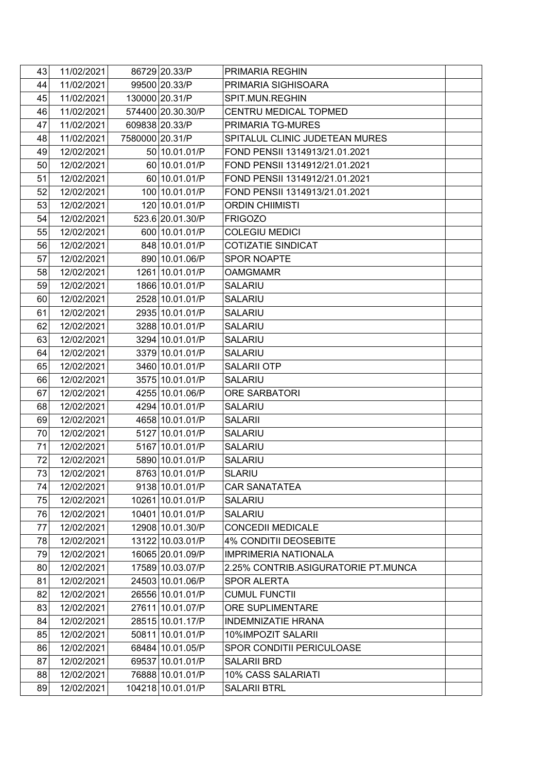| | | | | | |
|---|---|---|---|---|---|
| 43 | 11/02/2021 | 86729 | 20.33/P | PRIMARIA REGHIN | |
| 44 | 11/02/2021 | 99500 | 20.33/P | PRIMARIA SIGHISOARA | |
| 45 | 11/02/2021 | 130000 | 20.31/P | SPIT.MUN.REGHIN | |
| 46 | 11/02/2021 | 574400 | 20.30.30/P | CENTRU MEDICAL TOPMED | |
| 47 | 11/02/2021 | 609838 | 20.33/P | PRIMARIA TG-MURES | |
| 48 | 11/02/2021 | 7580000 | 20.31/P | SPITALUL CLINIC JUDETEAN MURES | |
| 49 | 12/02/2021 | 50 | 10.01.01/P | FOND PENSII 1314913/21.01.2021 | |
| 50 | 12/02/2021 | 60 | 10.01.01/P | FOND PENSII 1314912/21.01.2021 | |
| 51 | 12/02/2021 | 60 | 10.01.01/P | FOND PENSII 1314912/21.01.2021 | |
| 52 | 12/02/2021 | 100 | 10.01.01/P | FOND PENSII 1314913/21.01.2021 | |
| 53 | 12/02/2021 | 120 | 10.01.01/P | ORDIN CHIIMISTI | |
| 54 | 12/02/2021 | 523.6 | 20.01.30/P | FRIGOZO | |
| 55 | 12/02/2021 | 600 | 10.01.01/P | COLEGIU MEDICI | |
| 56 | 12/02/2021 | 848 | 10.01.01/P | COTIZATIE SINDICAT | |
| 57 | 12/02/2021 | 890 | 10.01.06/P | SPOR NOAPTE | |
| 58 | 12/02/2021 | 1261 | 10.01.01/P | OAMGMAMR | |
| 59 | 12/02/2021 | 1866 | 10.01.01/P | SALARIU | |
| 60 | 12/02/2021 | 2528 | 10.01.01/P | SALARIU | |
| 61 | 12/02/2021 | 2935 | 10.01.01/P | SALARIU | |
| 62 | 12/02/2021 | 3288 | 10.01.01/P | SALARIU | |
| 63 | 12/02/2021 | 3294 | 10.01.01/P | SALARIU | |
| 64 | 12/02/2021 | 3379 | 10.01.01/P | SALARIU | |
| 65 | 12/02/2021 | 3460 | 10.01.01/P | SALARII OTP | |
| 66 | 12/02/2021 | 3575 | 10.01.01/P | SALARIU | |
| 67 | 12/02/2021 | 4255 | 10.01.06/P | ORE SARBATORI | |
| 68 | 12/02/2021 | 4294 | 10.01.01/P | SALARIU | |
| 69 | 12/02/2021 | 4658 | 10.01.01/P | SALARII | |
| 70 | 12/02/2021 | 5127 | 10.01.01/P | SALARIU | |
| 71 | 12/02/2021 | 5167 | 10.01.01/P | SALARIU | |
| 72 | 12/02/2021 | 5890 | 10.01.01/P | SALARIU | |
| 73 | 12/02/2021 | 8763 | 10.01.01/P | SLARIU | |
| 74 | 12/02/2021 | 9138 | 10.01.01/P | CAR SANATATEA | |
| 75 | 12/02/2021 | 10261 | 10.01.01/P | SALARIU | |
| 76 | 12/02/2021 | 10401 | 10.01.01/P | SALARIU | |
| 77 | 12/02/2021 | 12908 | 10.01.30/P | CONCEDII MEDICALE | |
| 78 | 12/02/2021 | 13122 | 10.03.01/P | 4% CONDITII DEOSEBITE | |
| 79 | 12/02/2021 | 16065 | 20.01.09/P | IMPRIMERIA NATIONALA | |
| 80 | 12/02/2021 | 17589 | 10.03.07/P | 2.25% CONTRIB.ASIGURATORIE PT.MUNCA | |
| 81 | 12/02/2021 | 24503 | 10.01.06/P | SPOR ALERTA | |
| 82 | 12/02/2021 | 26556 | 10.01.01/P | CUMUL FUNCTII | |
| 83 | 12/02/2021 | 27611 | 10.01.07/P | ORE SUPLIMENTARE | |
| 84 | 12/02/2021 | 28515 | 10.01.17/P | INDEMNIZATIE HRANA | |
| 85 | 12/02/2021 | 50811 | 10.01.01/P | 10%IMPOZIT SALARII | |
| 86 | 12/02/2021 | 68484 | 10.01.05/P | SPOR CONDITII PERICULOASE | |
| 87 | 12/02/2021 | 69537 | 10.01.01/P | SALARII BRD | |
| 88 | 12/02/2021 | 76888 | 10.01.01/P | 10% CASS SALARIATI | |
| 89 | 12/02/2021 | 104218 | 10.01.01/P | SALARII BTRL | |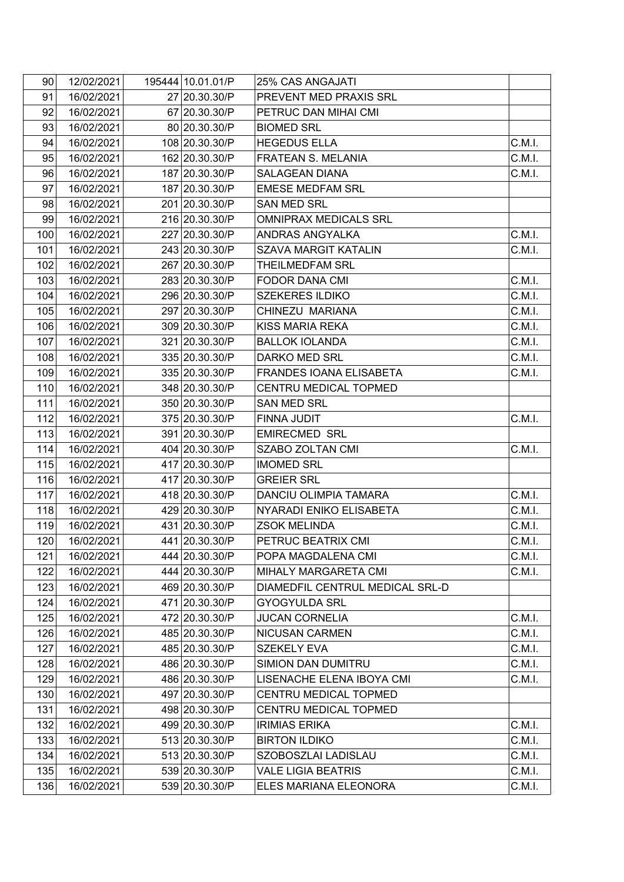| | | | | | |
|---|---|---|---|---|---|
| 90 | 12/02/2021 | 195444 | 10.01.01/P | 25% CAS ANGAJATI | |
| 91 | 16/02/2021 | 27 | 20.30.30/P | PREVENT MED PRAXIS SRL | |
| 92 | 16/02/2021 | 67 | 20.30.30/P | PETRUC DAN MIHAI CMI | |
| 93 | 16/02/2021 | 80 | 20.30.30/P | BIOMED SRL | |
| 94 | 16/02/2021 | 108 | 20.30.30/P | HEGEDUS ELLA | C.M.I. |
| 95 | 16/02/2021 | 162 | 20.30.30/P | FRATEAN S. MELANIA | C.M.I. |
| 96 | 16/02/2021 | 187 | 20.30.30/P | SALAGEAN DIANA | C.M.I. |
| 97 | 16/02/2021 | 187 | 20.30.30/P | EMESE MEDFAM SRL | |
| 98 | 16/02/2021 | 201 | 20.30.30/P | SAN MED SRL | |
| 99 | 16/02/2021 | 216 | 20.30.30/P | OMNIPRAX MEDICALS SRL | |
| 100 | 16/02/2021 | 227 | 20.30.30/P | ANDRAS ANGYALKA | C.M.I. |
| 101 | 16/02/2021 | 243 | 20.30.30/P | SZAVA MARGIT KATALIN | C.M.I. |
| 102 | 16/02/2021 | 267 | 20.30.30/P | THEILMEDFAM SRL | |
| 103 | 16/02/2021 | 283 | 20.30.30/P | FODOR DANA CMI | C.M.I. |
| 104 | 16/02/2021 | 296 | 20.30.30/P | SZEKERES ILDIKO | C.M.I. |
| 105 | 16/02/2021 | 297 | 20.30.30/P | CHINEZU MARIANA | C.M.I. |
| 106 | 16/02/2021 | 309 | 20.30.30/P | KISS MARIA REKA | C.M.I. |
| 107 | 16/02/2021 | 321 | 20.30.30/P | BALLOK IOLANDA | C.M.I. |
| 108 | 16/02/2021 | 335 | 20.30.30/P | DARKO MED SRL | C.M.I. |
| 109 | 16/02/2021 | 335 | 20.30.30/P | FRANDES IOANA ELISABETA | C.M.I. |
| 110 | 16/02/2021 | 348 | 20.30.30/P | CENTRU MEDICAL TOPMED | |
| 111 | 16/02/2021 | 350 | 20.30.30/P | SAN MED SRL | |
| 112 | 16/02/2021 | 375 | 20.30.30/P | FINNA JUDIT | C.M.I. |
| 113 | 16/02/2021 | 391 | 20.30.30/P | EMIRECMED SRL | |
| 114 | 16/02/2021 | 404 | 20.30.30/P | SZABO ZOLTAN CMI | C.M.I. |
| 115 | 16/02/2021 | 417 | 20.30.30/P | IMOMED SRL | |
| 116 | 16/02/2021 | 417 | 20.30.30/P | GREIER SRL | |
| 117 | 16/02/2021 | 418 | 20.30.30/P | DANCIU OLIMPIA TAMARA | C.M.I. |
| 118 | 16/02/2021 | 429 | 20.30.30/P | NYARADI ENIKO ELISABETA | C.M.I. |
| 119 | 16/02/2021 | 431 | 20.30.30/P | ZSOK MELINDA | C.M.I. |
| 120 | 16/02/2021 | 441 | 20.30.30/P | PETRUC BEATRIX CMI | C.M.I. |
| 121 | 16/02/2021 | 444 | 20.30.30/P | POPA MAGDALENA CMI | C.M.I. |
| 122 | 16/02/2021 | 444 | 20.30.30/P | MIHALY MARGARETA CMI | C.M.I. |
| 123 | 16/02/2021 | 469 | 20.30.30/P | DIAMEDFIL CENTRUL MEDICAL SRL-D | |
| 124 | 16/02/2021 | 471 | 20.30.30/P | GYOGYULDA SRL | |
| 125 | 16/02/2021 | 472 | 20.30.30/P | JUCAN CORNELIA | C.M.I. |
| 126 | 16/02/2021 | 485 | 20.30.30/P | NICUSAN CARMEN | C.M.I. |
| 127 | 16/02/2021 | 485 | 20.30.30/P | SZEKELY EVA | C.M.I. |
| 128 | 16/02/2021 | 486 | 20.30.30/P | SIMION DAN DUMITRU | C.M.I. |
| 129 | 16/02/2021 | 486 | 20.30.30/P | LISENACHE ELENA IBOYA CMI | C.M.I. |
| 130 | 16/02/2021 | 497 | 20.30.30/P | CENTRU MEDICAL TOPMED | |
| 131 | 16/02/2021 | 498 | 20.30.30/P | CENTRU MEDICAL TOPMED | |
| 132 | 16/02/2021 | 499 | 20.30.30/P | IRIMIAS ERIKA | C.M.I. |
| 133 | 16/02/2021 | 513 | 20.30.30/P | BIRTON ILDIKO | C.M.I. |
| 134 | 16/02/2021 | 513 | 20.30.30/P | SZOBOSZLAI LADISLAU | C.M.I. |
| 135 | 16/02/2021 | 539 | 20.30.30/P | VALE LIGIA BEATRIS | C.M.I. |
| 136 | 16/02/2021 | 539 | 20.30.30/P | ELES MARIANA ELEONORA | C.M.I. |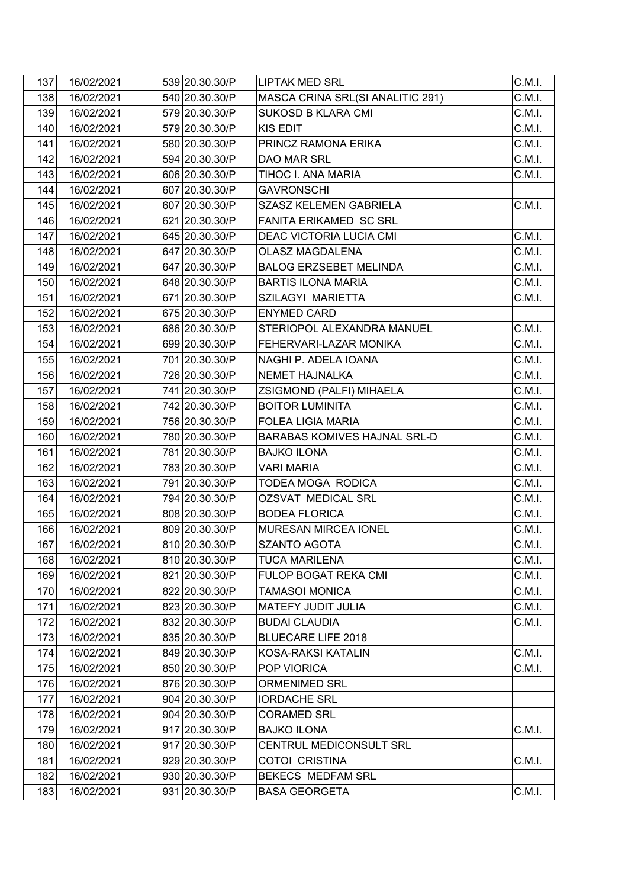| 137 | 16/02/2021 | 539 | 20.30.30/P | LIPTAK MED SRL | C.M.I. |
|---|---|---|---|---|---|
| 138 | 16/02/2021 | 540 | 20.30.30/P | MASCA CRINA SRL(SI ANALITIC 291) | C.M.I. |
| 139 | 16/02/2021 | 579 | 20.30.30/P | SUKOSD B KLARA CMI | C.M.I. |
| 140 | 16/02/2021 | 579 | 20.30.30/P | KIS EDIT | C.M.I. |
| 141 | 16/02/2021 | 580 | 20.30.30/P | PRINCZ RAMONA ERIKA | C.M.I. |
| 142 | 16/02/2021 | 594 | 20.30.30/P | DAO MAR SRL | C.M.I. |
| 143 | 16/02/2021 | 606 | 20.30.30/P | TIHOC I. ANA MARIA | C.M.I. |
| 144 | 16/02/2021 | 607 | 20.30.30/P | GAVRONSCHI | |
| 145 | 16/02/2021 | 607 | 20.30.30/P | SZASZ KELEMEN GABRIELA | C.M.I. |
| 146 | 16/02/2021 | 621 | 20.30.30/P | FANITA ERIKAMED SC SRL | |
| 147 | 16/02/2021 | 645 | 20.30.30/P | DEAC VICTORIA LUCIA CMI | C.M.I. |
| 148 | 16/02/2021 | 647 | 20.30.30/P | OLASZ MAGDALENA | C.M.I. |
| 149 | 16/02/2021 | 647 | 20.30.30/P | BALOG ERZSEBET MELINDA | C.M.I. |
| 150 | 16/02/2021 | 648 | 20.30.30/P | BARTIS ILONA MARIA | C.M.I. |
| 151 | 16/02/2021 | 671 | 20.30.30/P | SZILAGYI MARIETTA | C.M.I. |
| 152 | 16/02/2021 | 675 | 20.30.30/P | ENYMED CARD | |
| 153 | 16/02/2021 | 686 | 20.30.30/P | STERIOPOL ALEXANDRA MANUEL | C.M.I. |
| 154 | 16/02/2021 | 699 | 20.30.30/P | FEHERVARI-LAZAR MONIKA | C.M.I. |
| 155 | 16/02/2021 | 701 | 20.30.30/P | NAGHI P. ADELA IOANA | C.M.I. |
| 156 | 16/02/2021 | 726 | 20.30.30/P | NEMET HAJNALKA | C.M.I. |
| 157 | 16/02/2021 | 741 | 20.30.30/P | ZSIGMOND (PALFI) MIHAELA | C.M.I. |
| 158 | 16/02/2021 | 742 | 20.30.30/P | BOITOR LUMINITA | C.M.I. |
| 159 | 16/02/2021 | 756 | 20.30.30/P | FOLEA LIGIA MARIA | C.M.I. |
| 160 | 16/02/2021 | 780 | 20.30.30/P | BARABAS KOMIVES HAJNAL SRL-D | C.M.I. |
| 161 | 16/02/2021 | 781 | 20.30.30/P | BAJKO ILONA | C.M.I. |
| 162 | 16/02/2021 | 783 | 20.30.30/P | VARI MARIA | C.M.I. |
| 163 | 16/02/2021 | 791 | 20.30.30/P | TODEA MOGA RODICA | C.M.I. |
| 164 | 16/02/2021 | 794 | 20.30.30/P | OZSVAT MEDICAL SRL | C.M.I. |
| 165 | 16/02/2021 | 808 | 20.30.30/P | BODEA FLORICA | C.M.I. |
| 166 | 16/02/2021 | 809 | 20.30.30/P | MURESAN MIRCEA IONEL | C.M.I. |
| 167 | 16/02/2021 | 810 | 20.30.30/P | SZANTO AGOTA | C.M.I. |
| 168 | 16/02/2021 | 810 | 20.30.30/P | TUCA MARILENA | C.M.I. |
| 169 | 16/02/2021 | 821 | 20.30.30/P | FULOP BOGAT REKA CMI | C.M.I. |
| 170 | 16/02/2021 | 822 | 20.30.30/P | TAMASOI MONICA | C.M.I. |
| 171 | 16/02/2021 | 823 | 20.30.30/P | MATEFY JUDIT JULIA | C.M.I. |
| 172 | 16/02/2021 | 832 | 20.30.30/P | BUDAI CLAUDIA | C.M.I. |
| 173 | 16/02/2021 | 835 | 20.30.30/P | BLUECARE LIFE 2018 | |
| 174 | 16/02/2021 | 849 | 20.30.30/P | KOSA-RAKSI KATALIN | C.M.I. |
| 175 | 16/02/2021 | 850 | 20.30.30/P | POP VIORICA | C.M.I. |
| 176 | 16/02/2021 | 876 | 20.30.30/P | ORMENIMED SRL | |
| 177 | 16/02/2021 | 904 | 20.30.30/P | IORDACHE SRL | |
| 178 | 16/02/2021 | 904 | 20.30.30/P | CORAMED SRL | |
| 179 | 16/02/2021 | 917 | 20.30.30/P | BAJKO ILONA | C.M.I. |
| 180 | 16/02/2021 | 917 | 20.30.30/P | CENTRUL MEDICONSULT SRL | |
| 181 | 16/02/2021 | 929 | 20.30.30/P | COTOI CRISTINA | C.M.I. |
| 182 | 16/02/2021 | 930 | 20.30.30/P | BEKECS MEDFAM SRL | |
| 183 | 16/02/2021 | 931 | 20.30.30/P | BASA GEORGETA | C.M.I. |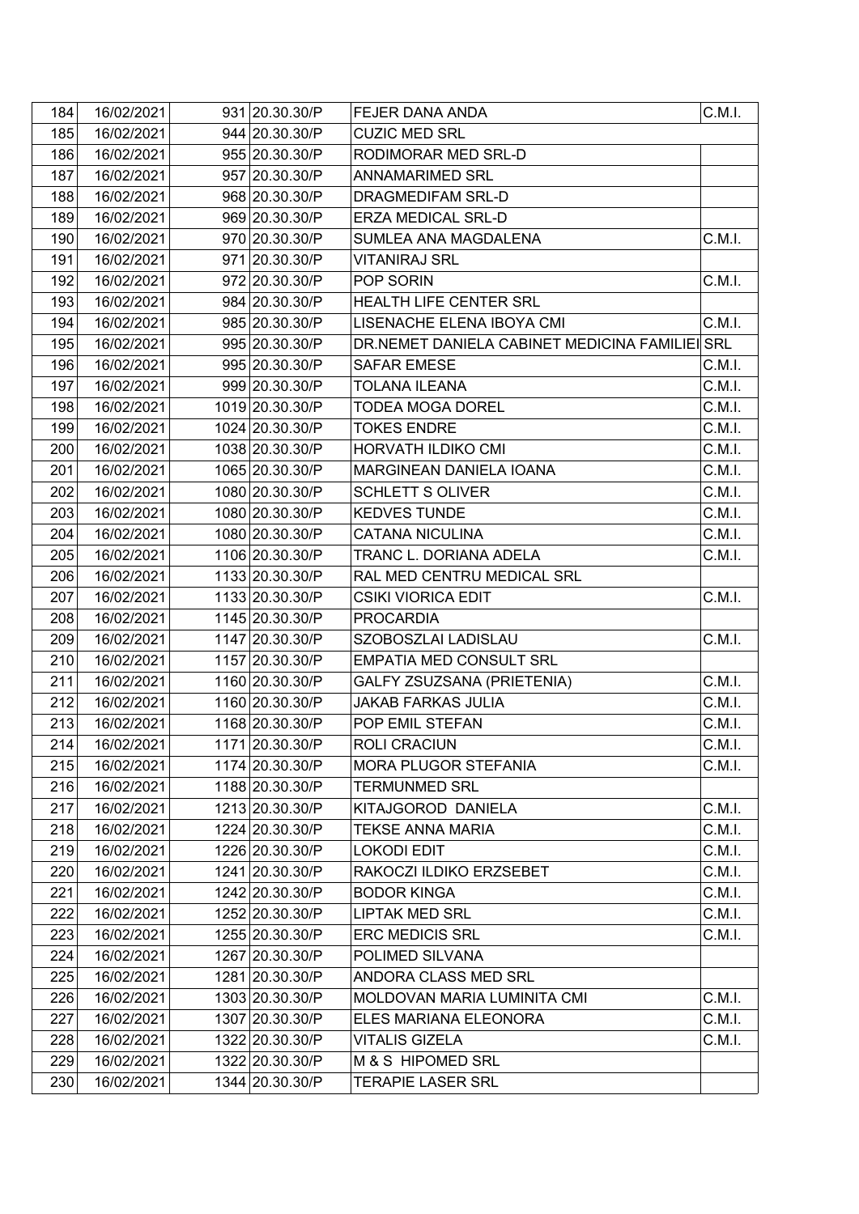| | | | | | |
|---|---|---|---|---|---|
| 184 | 16/02/2021 | 931 | 20.30.30/P | FEJER DANA ANDA | C.M.I. |
| 185 | 16/02/2021 | 944 | 20.30.30/P | CUZIC MED SRL | |
| 186 | 16/02/2021 | 955 | 20.30.30/P | RODIMORAR MED SRL-D | |
| 187 | 16/02/2021 | 957 | 20.30.30/P | ANNAMARIMED SRL | |
| 188 | 16/02/2021 | 968 | 20.30.30/P | DRAGMEDIFAM SRL-D | |
| 189 | 16/02/2021 | 969 | 20.30.30/P | ERZA MEDICAL SRL-D | |
| 190 | 16/02/2021 | 970 | 20.30.30/P | SUMLEA ANA MAGDALENA | C.M.I. |
| 191 | 16/02/2021 | 971 | 20.30.30/P | VITANIRAJ SRL | |
| 192 | 16/02/2021 | 972 | 20.30.30/P | POP SORIN | C.M.I. |
| 193 | 16/02/2021 | 984 | 20.30.30/P | HEALTH LIFE CENTER SRL | |
| 194 | 16/02/2021 | 985 | 20.30.30/P | LISENACHE ELENA IBOYA CMI | C.M.I. |
| 195 | 16/02/2021 | 995 | 20.30.30/P | DR.NEMET DANIELA CABINET MEDICINA FAMILIEI | SRL |
| 196 | 16/02/2021 | 995 | 20.30.30/P | SAFAR EMESE | C.M.I. |
| 197 | 16/02/2021 | 999 | 20.30.30/P | TOLANA ILEANA | C.M.I. |
| 198 | 16/02/2021 | 1019 | 20.30.30/P | TODEA MOGA DOREL | C.M.I. |
| 199 | 16/02/2021 | 1024 | 20.30.30/P | TOKES ENDRE | C.M.I. |
| 200 | 16/02/2021 | 1038 | 20.30.30/P | HORVATH ILDIKO CMI | C.M.I. |
| 201 | 16/02/2021 | 1065 | 20.30.30/P | MARGINEAN DANIELA IOANA | C.M.I. |
| 202 | 16/02/2021 | 1080 | 20.30.30/P | SCHLETT S OLIVER | C.M.I. |
| 203 | 16/02/2021 | 1080 | 20.30.30/P | KEDVES TUNDE | C.M.I. |
| 204 | 16/02/2021 | 1080 | 20.30.30/P | CATANA NICULINA | C.M.I. |
| 205 | 16/02/2021 | 1106 | 20.30.30/P | TRANC L. DORIANA ADELA | C.M.I. |
| 206 | 16/02/2021 | 1133 | 20.30.30/P | RAL MED CENTRU MEDICAL SRL | |
| 207 | 16/02/2021 | 1133 | 20.30.30/P | CSIKI VIORICA EDIT | C.M.I. |
| 208 | 16/02/2021 | 1145 | 20.30.30/P | PROCARDIA | |
| 209 | 16/02/2021 | 1147 | 20.30.30/P | SZOBOSZLAI LADISLAU | C.M.I. |
| 210 | 16/02/2021 | 1157 | 20.30.30/P | EMPATIA MED CONSULT SRL | |
| 211 | 16/02/2021 | 1160 | 20.30.30/P | GALFY ZSUZSANA (PRIETENIA) | C.M.I. |
| 212 | 16/02/2021 | 1160 | 20.30.30/P | JAKAB FARKAS JULIA | C.M.I. |
| 213 | 16/02/2021 | 1168 | 20.30.30/P | POP EMIL STEFAN | C.M.I. |
| 214 | 16/02/2021 | 1171 | 20.30.30/P | ROLI CRACIUN | C.M.I. |
| 215 | 16/02/2021 | 1174 | 20.30.30/P | MORA PLUGOR STEFANIA | C.M.I. |
| 216 | 16/02/2021 | 1188 | 20.30.30/P | TERMUNMED SRL | |
| 217 | 16/02/2021 | 1213 | 20.30.30/P | KITAJGOROD DANIELA | C.M.I. |
| 218 | 16/02/2021 | 1224 | 20.30.30/P | TEKSE ANNA MARIA | C.M.I. |
| 219 | 16/02/2021 | 1226 | 20.30.30/P | LOKODI EDIT | C.M.I. |
| 220 | 16/02/2021 | 1241 | 20.30.30/P | RAKOCZI ILDIKO ERZSEBET | C.M.I. |
| 221 | 16/02/2021 | 1242 | 20.30.30/P | BODOR KINGA | C.M.I. |
| 222 | 16/02/2021 | 1252 | 20.30.30/P | LIPTAK MED SRL | C.M.I. |
| 223 | 16/02/2021 | 1255 | 20.30.30/P | ERC MEDICIS SRL | C.M.I. |
| 224 | 16/02/2021 | 1267 | 20.30.30/P | POLIMED SILVANA | |
| 225 | 16/02/2021 | 1281 | 20.30.30/P | ANDORA CLASS MED SRL | |
| 226 | 16/02/2021 | 1303 | 20.30.30/P | MOLDOVAN MARIA LUMINITA CMI | C.M.I. |
| 227 | 16/02/2021 | 1307 | 20.30.30/P | ELES MARIANA ELEONORA | C.M.I. |
| 228 | 16/02/2021 | 1322 | 20.30.30/P | VITALIS GIZELA | C.M.I. |
| 229 | 16/02/2021 | 1322 | 20.30.30/P | M & S HIPOMED SRL | |
| 230 | 16/02/2021 | 1344 | 20.30.30/P | TERAPIE LASER SRL | |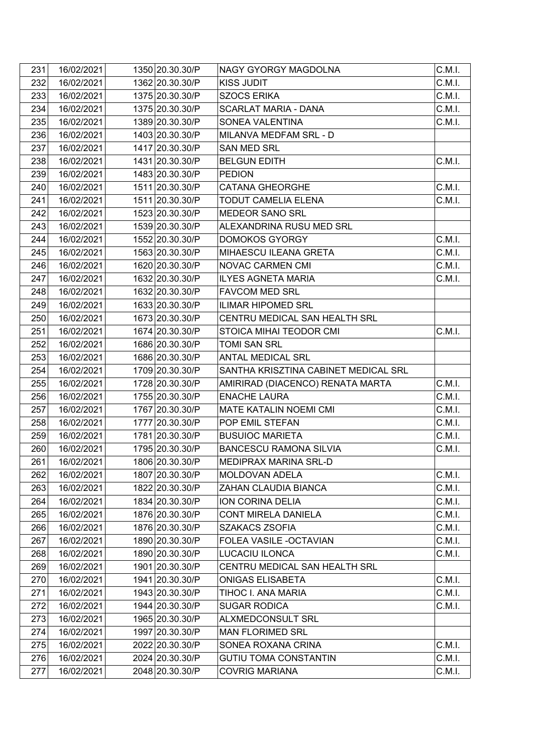| | | | | |
|---|---|---|---|---|
| 231 | 16/02/2021 | 1350 20.30.30/P | NAGY GYORGY MAGDOLNA | C.M.I. |
| 232 | 16/02/2021 | 1362 20.30.30/P | KISS JUDIT | C.M.I. |
| 233 | 16/02/2021 | 1375 20.30.30/P | SZOCS ERIKA | C.M.I. |
| 234 | 16/02/2021 | 1375 20.30.30/P | SCARLAT MARIA - DANA | C.M.I. |
| 235 | 16/02/2021 | 1389 20.30.30/P | SONEA VALENTINA | C.M.I. |
| 236 | 16/02/2021 | 1403 20.30.30/P | MILANVA MEDFAM SRL - D | |
| 237 | 16/02/2021 | 1417 20.30.30/P | SAN MED SRL | |
| 238 | 16/02/2021 | 1431 20.30.30/P | BELGUN EDITH | C.M.I. |
| 239 | 16/02/2021 | 1483 20.30.30/P | PEDION | |
| 240 | 16/02/2021 | 1511 20.30.30/P | CATANA GHEORGHE | C.M.I. |
| 241 | 16/02/2021 | 1511 20.30.30/P | TODUT CAMELIA ELENA | C.M.I. |
| 242 | 16/02/2021 | 1523 20.30.30/P | MEDEOR SANO SRL | |
| 243 | 16/02/2021 | 1539 20.30.30/P | ALEXANDRINA RUSU MED SRL | |
| 244 | 16/02/2021 | 1552 20.30.30/P | DOMOKOS GYORGY | C.M.I. |
| 245 | 16/02/2021 | 1563 20.30.30/P | MIHAESCU ILEANA GRETA | C.M.I. |
| 246 | 16/02/2021 | 1620 20.30.30/P | NOVAC CARMEN CMI | C.M.I. |
| 247 | 16/02/2021 | 1632 20.30.30/P | ILYES AGNETA MARIA | C.M.I. |
| 248 | 16/02/2021 | 1632 20.30.30/P | FAVCOM MED SRL | |
| 249 | 16/02/2021 | 1633 20.30.30/P | ILIMAR HIPOMED SRL | |
| 250 | 16/02/2021 | 1673 20.30.30/P | CENTRU MEDICAL SAN HEALTH SRL | |
| 251 | 16/02/2021 | 1674 20.30.30/P | STOICA MIHAI TEODOR CMI | C.M.I. |
| 252 | 16/02/2021 | 1686 20.30.30/P | TOMI SAN SRL | |
| 253 | 16/02/2021 | 1686 20.30.30/P | ANTAL MEDICAL SRL | |
| 254 | 16/02/2021 | 1709 20.30.30/P | SANTHA KRISZTINA CABINET MEDICAL SRL | |
| 255 | 16/02/2021 | 1728 20.30.30/P | AMIRIRAD (DIACENCO) RENATA MARTA | C.M.I. |
| 256 | 16/02/2021 | 1755 20.30.30/P | ENACHE LAURA | C.M.I. |
| 257 | 16/02/2021 | 1767 20.30.30/P | MATE KATALIN NOEMI CMI | C.M.I. |
| 258 | 16/02/2021 | 1777 20.30.30/P | POP EMIL STEFAN | C.M.I. |
| 259 | 16/02/2021 | 1781 20.30.30/P | BUSUIOC MARIETA | C.M.I. |
| 260 | 16/02/2021 | 1795 20.30.30/P | BANCESCU RAMONA SILVIA | C.M.I. |
| 261 | 16/02/2021 | 1806 20.30.30/P | MEDIPRAX MARINA SRL-D | |
| 262 | 16/02/2021 | 1807 20.30.30/P | MOLDOVAN ADELA | C.M.I. |
| 263 | 16/02/2021 | 1822 20.30.30/P | ZAHAN CLAUDIA BIANCA | C.M.I. |
| 264 | 16/02/2021 | 1834 20.30.30/P | ION CORINA DELIA | C.M.I. |
| 265 | 16/02/2021 | 1876 20.30.30/P | CONT MIRELA DANIELA | C.M.I. |
| 266 | 16/02/2021 | 1876 20.30.30/P | SZAKACS ZSOFIA | C.M.I. |
| 267 | 16/02/2021 | 1890 20.30.30/P | FOLEA VASILE -OCTAVIAN | C.M.I. |
| 268 | 16/02/2021 | 1890 20.30.30/P | LUCACIU ILONCA | C.M.I. |
| 269 | 16/02/2021 | 1901 20.30.30/P | CENTRU MEDICAL SAN HEALTH SRL | |
| 270 | 16/02/2021 | 1941 20.30.30/P | ONIGAS ELISABETA | C.M.I. |
| 271 | 16/02/2021 | 1943 20.30.30/P | TIHOC I. ANA MARIA | C.M.I. |
| 272 | 16/02/2021 | 1944 20.30.30/P | SUGAR RODICA | C.M.I. |
| 273 | 16/02/2021 | 1965 20.30.30/P | ALXMEDCONSULT SRL | |
| 274 | 16/02/2021 | 1997 20.30.30/P | MAN FLORIMED SRL | |
| 275 | 16/02/2021 | 2022 20.30.30/P | SONEA ROXANA CRINA | C.M.I. |
| 276 | 16/02/2021 | 2024 20.30.30/P | GUTIU TOMA CONSTANTIN | C.M.I. |
| 277 | 16/02/2021 | 2048 20.30.30/P | COVRIG MARIANA | C.M.I. |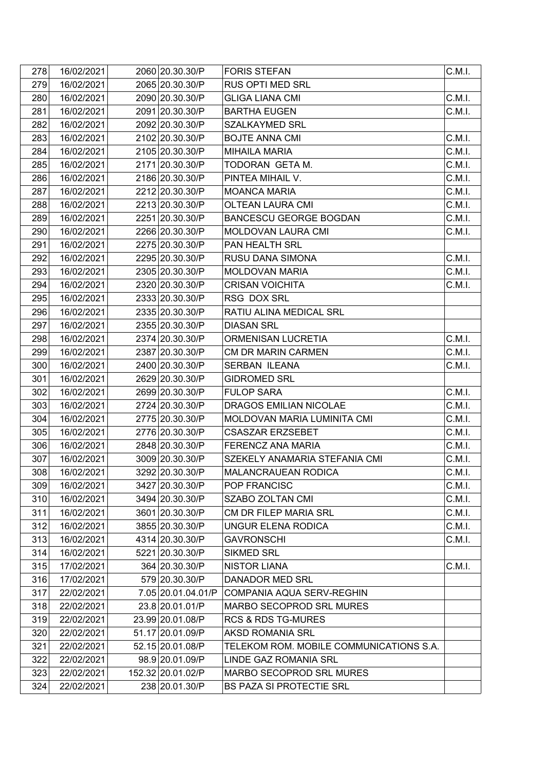| | | | | | |
|---|---|---|---|---|---|
| 278 | 16/02/2021 | 2060 | 20.30.30/P | FORIS STEFAN | C.M.I. |
| 279 | 16/02/2021 | 2065 | 20.30.30/P | RUS OPTI MED SRL | |
| 280 | 16/02/2021 | 2090 | 20.30.30/P | GLIGA LIANA CMI | C.M.I. |
| 281 | 16/02/2021 | 2091 | 20.30.30/P | BARTHA EUGEN | C.M.I. |
| 282 | 16/02/2021 | 2092 | 20.30.30/P | SZALKAYMED SRL | |
| 283 | 16/02/2021 | 2102 | 20.30.30/P | BOJTE ANNA CMI | C.M.I. |
| 284 | 16/02/2021 | 2105 | 20.30.30/P | MIHAILA MARIA | C.M.I. |
| 285 | 16/02/2021 | 2171 | 20.30.30/P | TODORAN GETA M. | C.M.I. |
| 286 | 16/02/2021 | 2186 | 20.30.30/P | PINTEA MIHAIL V. | C.M.I. |
| 287 | 16/02/2021 | 2212 | 20.30.30/P | MOANCA MARIA | C.M.I. |
| 288 | 16/02/2021 | 2213 | 20.30.30/P | OLTEAN LAURA CMI | C.M.I. |
| 289 | 16/02/2021 | 2251 | 20.30.30/P | BANCESCU GEORGE BOGDAN | C.M.I. |
| 290 | 16/02/2021 | 2266 | 20.30.30/P | MOLDOVAN LAURA CMI | C.M.I. |
| 291 | 16/02/2021 | 2275 | 20.30.30/P | PAN HEALTH SRL | |
| 292 | 16/02/2021 | 2295 | 20.30.30/P | RUSU DANA SIMONA | C.M.I. |
| 293 | 16/02/2021 | 2305 | 20.30.30/P | MOLDOVAN MARIA | C.M.I. |
| 294 | 16/02/2021 | 2320 | 20.30.30/P | CRISAN VOICHITA | C.M.I. |
| 295 | 16/02/2021 | 2333 | 20.30.30/P | RSG DOX SRL | |
| 296 | 16/02/2021 | 2335 | 20.30.30/P | RATIU ALINA MEDICAL SRL | |
| 297 | 16/02/2021 | 2355 | 20.30.30/P | DIASAN SRL | |
| 298 | 16/02/2021 | 2374 | 20.30.30/P | ORMENISAN LUCRETIA | C.M.I. |
| 299 | 16/02/2021 | 2387 | 20.30.30/P | CM DR MARIN CARMEN | C.M.I. |
| 300 | 16/02/2021 | 2400 | 20.30.30/P | SERBAN ILEANA | C.M.I. |
| 301 | 16/02/2021 | 2629 | 20.30.30/P | GIDROMED SRL | |
| 302 | 16/02/2021 | 2699 | 20.30.30/P | FULOP SARA | C.M.I. |
| 303 | 16/02/2021 | 2724 | 20.30.30/P | DRAGOS EMILIAN NICOLAE | C.M.I. |
| 304 | 16/02/2021 | 2775 | 20.30.30/P | MOLDOVAN MARIA LUMINITA CMI | C.M.I. |
| 305 | 16/02/2021 | 2776 | 20.30.30/P | CSASZAR ERZSEBET | C.M.I. |
| 306 | 16/02/2021 | 2848 | 20.30.30/P | FERENCZ ANA MARIA | C.M.I. |
| 307 | 16/02/2021 | 3009 | 20.30.30/P | SZEKELY ANAMARIA STEFANIA CMI | C.M.I. |
| 308 | 16/02/2021 | 3292 | 20.30.30/P | MALANCRAUEAN RODICA | C.M.I. |
| 309 | 16/02/2021 | 3427 | 20.30.30/P | POP FRANCISC | C.M.I. |
| 310 | 16/02/2021 | 3494 | 20.30.30/P | SZABO ZOLTAN CMI | C.M.I. |
| 311 | 16/02/2021 | 3601 | 20.30.30/P | CM DR FILEP MARIA SRL | C.M.I. |
| 312 | 16/02/2021 | 3855 | 20.30.30/P | UNGUR ELENA RODICA | C.M.I. |
| 313 | 16/02/2021 | 4314 | 20.30.30/P | GAVRONSCHI | C.M.I. |
| 314 | 16/02/2021 | 5221 | 20.30.30/P | SIKMED SRL | |
| 315 | 17/02/2021 | 364 | 20.30.30/P | NISTOR LIANA | C.M.I. |
| 316 | 17/02/2021 | 579 | 20.30.30/P | DANADOR MED SRL | |
| 317 | 22/02/2021 | 7.05 | 20.01.04.01/P | COMPANIA AQUA SERV-REGHIN | |
| 318 | 22/02/2021 | 23.8 | 20.01.01/P | MARBO SECOPROD SRL MURES | |
| 319 | 22/02/2021 | 23.99 | 20.01.08/P | RCS & RDS TG-MURES | |
| 320 | 22/02/2021 | 51.17 | 20.01.09/P | AKSD ROMANIA SRL | |
| 321 | 22/02/2021 | 52.15 | 20.01.08/P | TELEKOM ROM. MOBILE COMMUNICATIONS S.A. | |
| 322 | 22/02/2021 | 98.9 | 20.01.09/P | LINDE GAZ ROMANIA SRL | |
| 323 | 22/02/2021 | 152.32 | 20.01.02/P | MARBO SECOPROD SRL MURES | |
| 324 | 22/02/2021 | 238 | 20.01.30/P | BS PAZA SI PROTECTIE SRL | |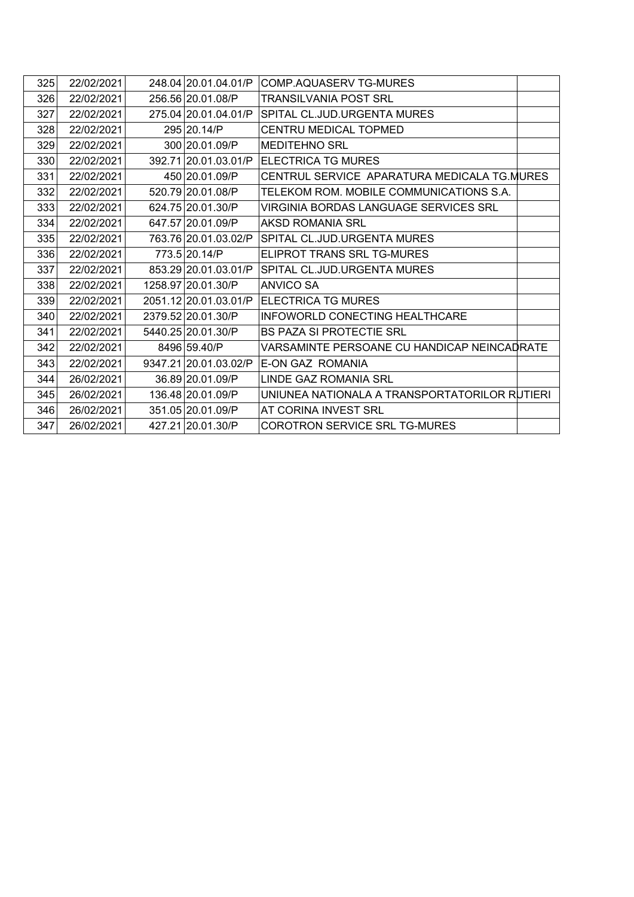| | | | | | |
|---|---|---|---|---|---|
| 325 | 22/02/2021 | 248.04 | 20.01.04.01/P | COMP.AQUASERV TG-MURES | |
| 326 | 22/02/2021 | 256.56 | 20.01.08/P | TRANSILVANIA POST SRL | |
| 327 | 22/02/2021 | 275.04 | 20.01.04.01/P | SPITAL CL.JUD.URGENTA MURES | |
| 328 | 22/02/2021 | 295 | 20.14/P | CENTRU MEDICAL TOPMED | |
| 329 | 22/02/2021 | 300 | 20.01.09/P | MEDITEHNO SRL | |
| 330 | 22/02/2021 | 392.71 | 20.01.03.01/P | ELECTRICA TG MURES | |
| 331 | 22/02/2021 | 450 | 20.01.09/P | CENTRUL SERVICE APARATURA MEDICALA TG.MURES | |
| 332 | 22/02/2021 | 520.79 | 20.01.08/P | TELEKOM ROM. MOBILE COMMUNICATIONS S.A. | |
| 333 | 22/02/2021 | 624.75 | 20.01.30/P | VIRGINIA BORDAS LANGUAGE SERVICES SRL | |
| 334 | 22/02/2021 | 647.57 | 20.01.09/P | AKSD ROMANIA SRL | |
| 335 | 22/02/2021 | 763.76 | 20.01.03.02/P | SPITAL CL.JUD.URGENTA MURES | |
| 336 | 22/02/2021 | 773.5 | 20.14/P | ELIPROT TRANS SRL TG-MURES | |
| 337 | 22/02/2021 | 853.29 | 20.01.03.01/P | SPITAL CL.JUD.URGENTA MURES | |
| 338 | 22/02/2021 | 1258.97 | 20.01.30/P | ANVICO SA | |
| 339 | 22/02/2021 | 2051.12 | 20.01.03.01/P | ELECTRICA TG MURES | |
| 340 | 22/02/2021 | 2379.52 | 20.01.30/P | INFOWORLD CONECTING HEALTHCARE | |
| 341 | 22/02/2021 | 5440.25 | 20.01.30/P | BS PAZA SI PROTECTIE SRL | |
| 342 | 22/02/2021 | 8496 | 59.40/P | VARSAMINTE PERSOANE CU HANDICAP NEINCADRATE | |
| 343 | 22/02/2021 | 9347.21 | 20.01.03.02/P | E-ON GAZ ROMANIA | |
| 344 | 26/02/2021 | 36.89 | 20.01.09/P | LINDE GAZ ROMANIA SRL | |
| 345 | 26/02/2021 | 136.48 | 20.01.09/P | UNIUNEA NATIONALA A TRANSPORTATORILOR RUTIERI | |
| 346 | 26/02/2021 | 351.05 | 20.01.09/P | AT CORINA INVEST SRL | |
| 347 | 26/02/2021 | 427.21 | 20.01.30/P | COROTRON SERVICE SRL TG-MURES | |